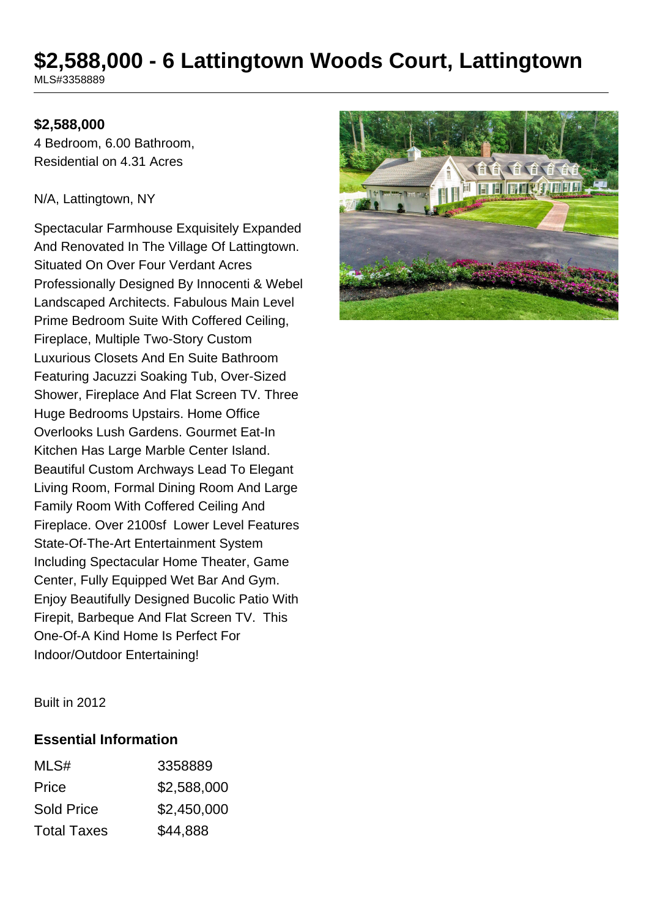# $2,588,000 - 6 Lattingtown Woods Court, Lattingtown

MLS#3358889

**$2,588,000**

4 Bedroom, 6.00 Bathroom, Residential on 4.31 Acres

N/A, Lattingtown, NY

Spectacular Farmhouse Exquisitely Expanded And Renovated In The Village Of Lattingtown. Situated On Over Four Verdant Acres Professionally Designed By Innocenti & Webel Landscaped Architects. Fabulous Main Level Prime Bedroom Suite With Coffered Ceiling, Fireplace, Multiple Two-Story Custom Luxurious Closets And En Suite Bathroom Featuring Jacuzzi Soaking Tub, Over-Sized Shower, Fireplace And Flat Screen TV. Three Huge Bedrooms Upstairs. Home Office Overlooks Lush Gardens. Gourmet Eat-In Kitchen Has Large Marble Center Island. Beautiful Custom Archways Lead To Elegant Living Room, Formal Dining Room And Large Family Room With Coffered Ceiling And Fireplace. Over 2100sf Lower Level Features State-Of-The-Art Entertainment System Including Spectacular Home Theater, Game Center, Fully Equipped Wet Bar And Gym. Enjoy Beautifully Designed Bucolic Patio With Firepit, Barbeque And Flat Screen TV. This One-Of-A Kind Home Is Perfect For Indoor/Outdoor Entertaining!

Built in 2012

### Essential Information

| | |
|---|---|
| MLS# | 3358889 |
| Price | $2,588,000 |
| Sold Price | $2,450,000 |
| Total Taxes | $44,888 |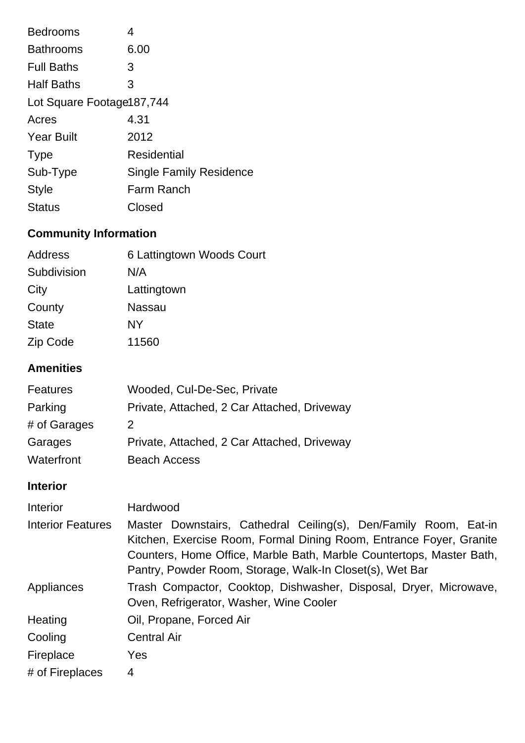| | |
|---|---|
| Bedrooms | 4 |
| Bathrooms | 6.00 |
| Full Baths | 3 |
| Half Baths | 3 |
| Lot Square Footage | 187,744 |
| Acres | 4.31 |
| Year Built | 2012 |
| Type | Residential |
| Sub-Type | Single Family Residence |
| Style | Farm Ranch |
| Status | Closed |

## Community Information

| | |
|---|---|
| Address | 6 Lattingtown Woods Court |
| Subdivision | N/A |
| City | Lattingtown |
| County | Nassau |
| State | NY |
| Zip Code | 11560 |

## Amenities

| | |
|---|---|
| Features | Wooded, Cul-De-Sec, Private |
| Parking | Private, Attached, 2 Car Attached, Driveway |
| # of Garages | 2 |
| Garages | Private, Attached, 2 Car Attached, Driveway |
| Waterfront | Beach Access |

## Interior

| | |
|---|---|
| Interior | Hardwood |
| Interior Features | Master Downstairs, Cathedral Ceiling(s), Den/Family Room, Eat-in Kitchen, Exercise Room, Formal Dining Room, Entrance Foyer, Granite Counters, Home Office, Marble Bath, Marble Countertops, Master Bath, Pantry, Powder Room, Storage, Walk-In Closet(s), Wet Bar |
| Appliances | Trash Compactor, Cooktop, Dishwasher, Disposal, Dryer, Microwave, Oven, Refrigerator, Washer, Wine Cooler |
| Heating | Oil, Propane, Forced Air |
| Cooling | Central Air |
| Fireplace | Yes |
| # of Fireplaces | 4 |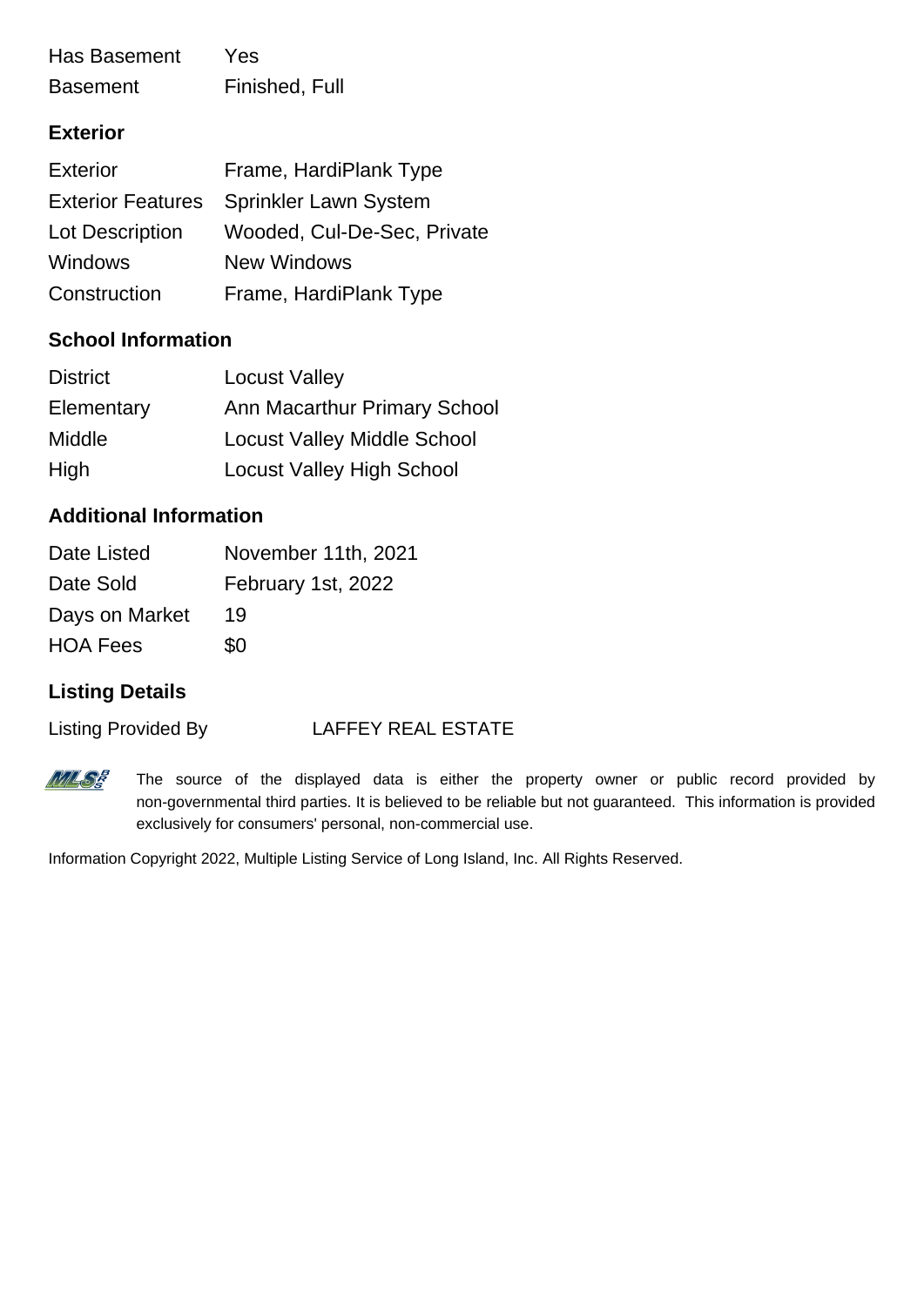| | |
|---|---|
| Has Basement | Yes |
| Basement | Finished, Full |

### Exterior

| | |
|---|---|
| Exterior | Frame, HardiPlank Type |
| Exterior Features | Sprinkler Lawn System |
| Lot Description | Wooded, Cul-De-Sec, Private |
| Windows | New Windows |
| Construction | Frame, HardiPlank Type |

### School Information

| | |
|---|---|
| District | Locust Valley |
| Elementary | Ann Macarthur Primary School |
| Middle | Locust Valley Middle School |
| High | Locust Valley High School |

### Additional Information

| | |
|---|---|
| Date Listed | November 11th, 2021 |
| Date Sold | February 1st, 2022 |
| Days on Market | 19 |
| HOA Fees | $0 |

### Listing Details

| | |
|---|---|
| Listing Provided By | LAFFEY REAL ESTATE |

The source of the displayed data is either the property owner or public record provided by non-governmental third parties. It is believed to be reliable but not guaranteed. This information is provided exclusively for consumers' personal, non-commercial use.

Information Copyright 2022, Multiple Listing Service of Long Island, Inc. All Rights Reserved.